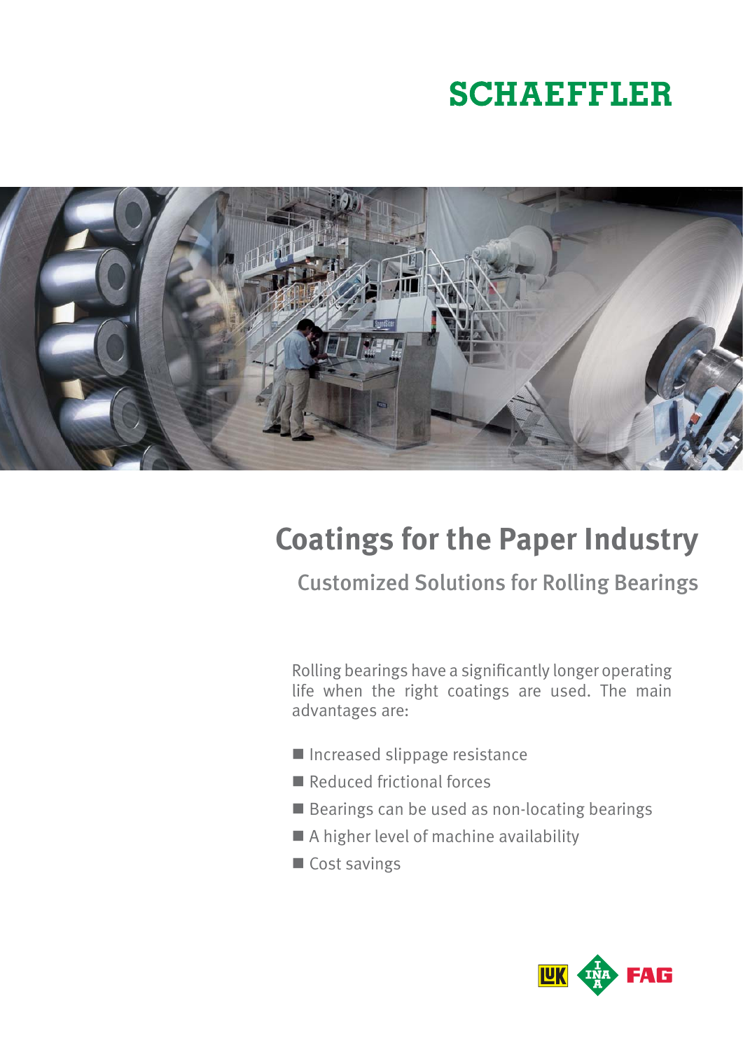SCHAEFFLER

# Coatings for the Paper Industry

## Customized Solutions for Rolling Bearings

Rolling bearings have a significantly longer operating life when the right coatings are used. The main advantages are:

- Increased slippage resistance
- Reduced frictional forces
- Bearings can be used as non-locating bearings
- A higher level of machine availability
- Cost savings

LuK INA FAG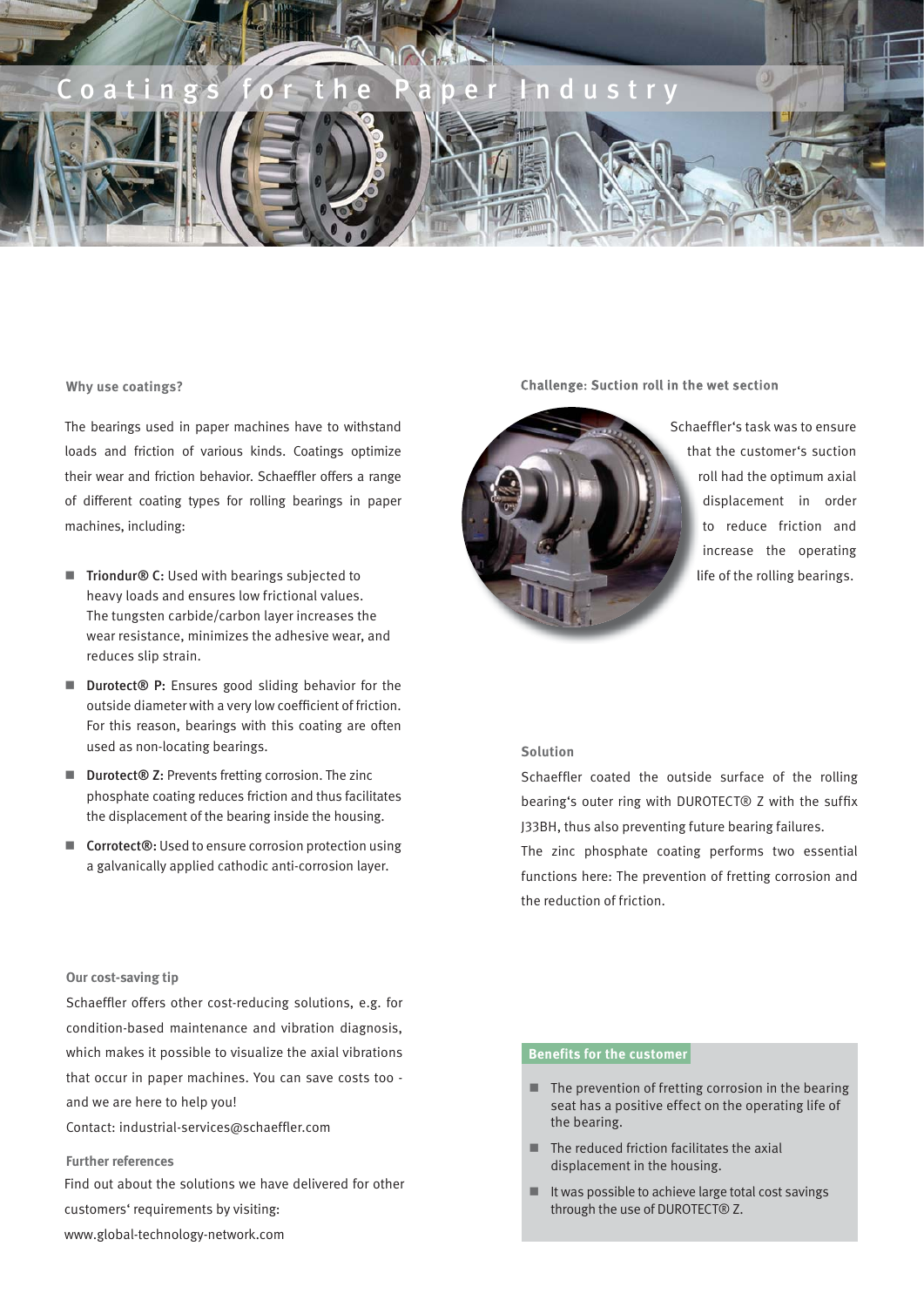# Coatings for the Paper Industry

### Why use coatings?

The bearings used in paper machines have to withstand loads and friction of various kinds. Coatings optimize their wear and friction behavior. Schaeffler offers a range of different coating types for rolling bearings in paper machines, including:

- **Triondur® C:** Used with bearings subjected to heavy loads and ensures low frictional values. The tungsten carbide/carbon layer increases the wear resistance, minimizes the adhesive wear, and reduces slip strain.
- **Durotect® P:** Ensures good sliding behavior for the outside diameter with a very low coefficient of friction. For this reason, bearings with this coating are often used as non-locating bearings.
- **Durotect® Z:** Prevents fretting corrosion. The zinc phosphate coating reduces friction and thus facilitates the displacement of the bearing inside the housing.
- **Corrotect®:** Used to ensure corrosion protection using a galvanically applied cathodic anti-corrosion layer.

### Challenge: Suction roll in the wet section

Schaeffler's task was to ensure that the customer's suction roll had the optimum axial displacement in order to reduce friction and increase the operating life of the rolling bearings.

### Solution

Schaeffler coated the outside surface of the rolling bearing's outer ring with DUROTECT® Z with the suffix J33BH, thus also preventing future bearing failures.

The zinc phosphate coating performs two essential functions here: The prevention of fretting corrosion and the reduction of friction.

### Our cost-saving tip

Schaeffler offers other cost-reducing solutions, e.g. for condition-based maintenance and vibration diagnosis, which makes it possible to visualize the axial vibrations that occur in paper machines. You can save costs too - and we are here to help you!

Contact: industrial-services@schaeffler.com

### Further references

Find out about the solutions we have delivered for other customers' requirements by visiting:
www.global-technology-network.com

### Benefits for the customer

- The prevention of fretting corrosion in the bearing seat has a positive effect on the operating life of the bearing.
- The reduced friction facilitates the axial displacement in the housing.
- It was possible to achieve large total cost savings through the use of DUROTECT® Z.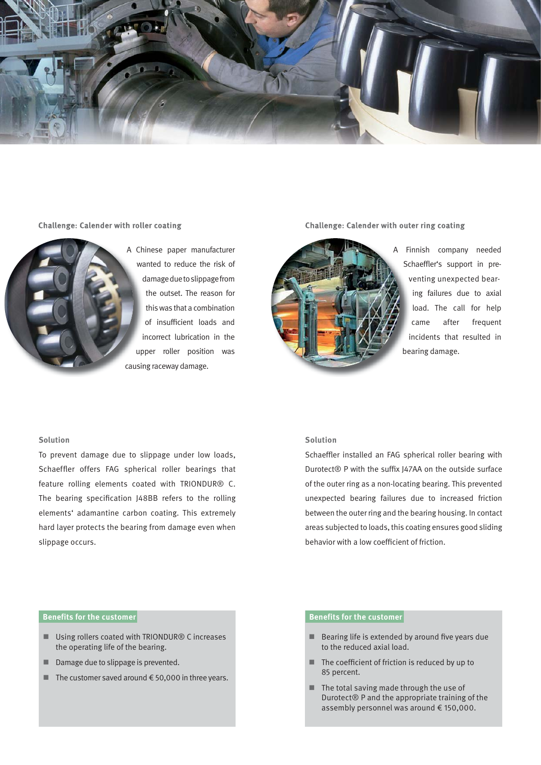### Challenge: Calender with roller coating

A Chinese paper manufacturer wanted to reduce the risk of damage due to slippage from the outset. The reason for this was that a combination of insufficient loads and incorrect lubrication in the upper roller position was causing raceway damage.

### Solution

To prevent damage due to slippage under low loads, Schaeffler offers FAG spherical roller bearings that feature rolling elements coated with TRIONDUR® C. The bearing specification J48BB refers to the rolling elements' adamantine carbon coating. This extremely hard layer protects the bearing from damage even when slippage occurs.

#### Benefits for the customer

- Using rollers coated with TRIONDUR® C increases the operating life of the bearing.
- Damage due to slippage is prevented.
- The customer saved around € 50,000 in three years.

### Challenge: Calender with outer ring coating

A Finnish company needed Schaeffler's support in preventing unexpected bearing failures due to axial load. The call for help came after frequent incidents that resulted in bearing damage.

### Solution

Schaeffler installed an FAG spherical roller bearing with Durotect® P with the suffix J47AA on the outside surface of the outer ring as a non-locating bearing. This prevented unexpected bearing failures due to increased friction between the outer ring and the bearing housing. In contact areas subjected to loads, this coating ensures good sliding behavior with a low coefficient of friction.

#### Benefits for the customer

- Bearing life is extended by around five years due to the reduced axial load.
- The coefficient of friction is reduced by up to 85 percent.
- The total saving made through the use of Durotect® P and the appropriate training of the assembly personnel was around € 150,000.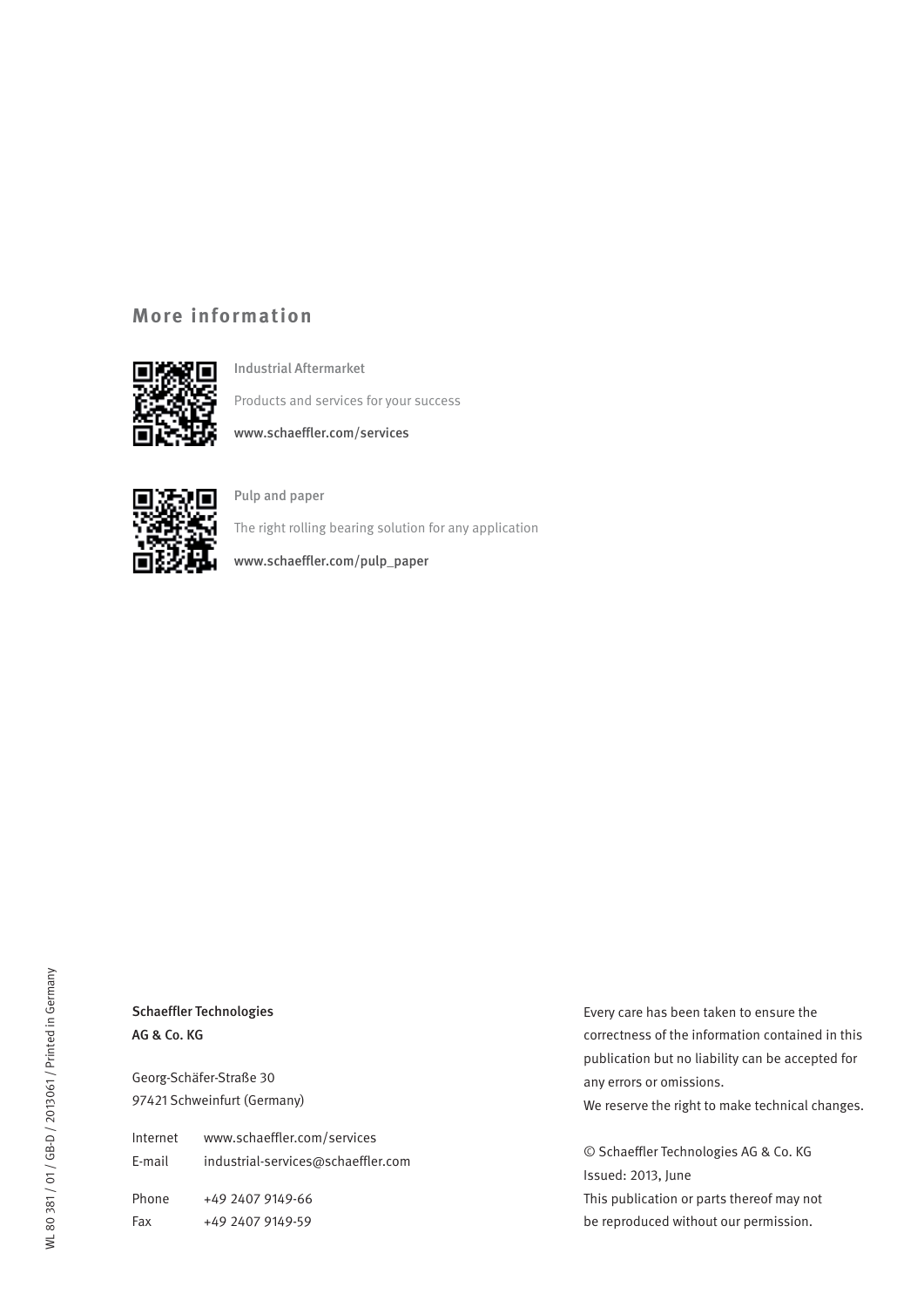## More information

Industrial Aftermarket

Products and services for your success

www.schaeffler.com/services

Pulp and paper

The right rolling bearing solution for any application

www.schaeffler.com/pulp_paper

WL 80 381 / 01 / GB-D / 2013061 / Printed in Germany

**Schaeffler Technologies AG & Co. KG**

Georg-Schäfer-Straße 30
97421 Schweinfurt (Germany)

| | |
|---|---|
| Internet | www.schaeffler.com/services |
| E-mail | industrial-services@schaeffler.com |
| Phone | +49 2407 9149-66 |
| Fax | +49 2407 9149-59 |

Every care has been taken to ensure the correctness of the information contained in this publication but no liability can be accepted for any errors or omissions.
We reserve the right to make technical changes.

© Schaeffler Technologies AG & Co. KG
Issued: 2013, June
This publication or parts thereof may not be reproduced without our permission.